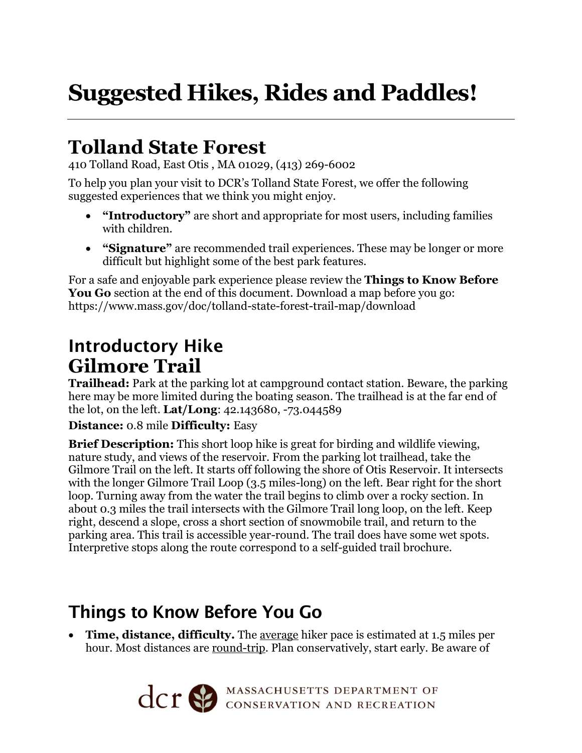# Suggested Hikes, Rides and Paddles!

## Tolland State Forest

410 Tolland Road, East Otis , MA 01029, (413) 269-6002

To help you plan your visit to DCR's Tolland State Forest, we offer the following suggested experiences that we think you might enjoy.

- **"Introductory"** are short and appropriate for most users, including families with children.
- **"Signature"** are recommended trail experiences. These may be longer or more difficult but highlight some of the best park features.

For a safe and enjoyable park experience please review the **Things to Know Before You Go** section at the end of this document. Download a map before you go: https://www.mass.gov/doc/tolland-state-forest-trail-map/download

### Introductory Hike
## Gilmore Trail

**Trailhead:** Park at the parking lot at campground contact station. Beware, the parking here may be more limited during the boating season. The trailhead is at the far end of the lot, on the left. **Lat/Long**: 42.143680, -73.044589

**Distance:** 0.8 mile **Difficulty:** Easy

**Brief Description:** This short loop hike is great for birding and wildlife viewing, nature study, and views of the reservoir. From the parking lot trailhead, take the Gilmore Trail on the left. It starts off following the shore of Otis Reservoir. It intersects with the longer Gilmore Trail Loop (3.5 miles-long) on the left. Bear right for the short loop. Turning away from the water the trail begins to climb over a rocky section. In about 0.3 miles the trail intersects with the Gilmore Trail long loop, on the left. Keep right, descend a slope, cross a short section of snowmobile trail, and return to the parking area. This trail is accessible year-round. The trail does have some wet spots. Interpretive stops along the route correspond to a self-guided trail brochure.

### Things to Know Before You Go

- **Time, distance, difficulty.** The <u>average</u> hiker pace is estimated at 1.5 miles per hour. Most distances are <u>round-trip</u>. Plan conservatively, start early. Be aware of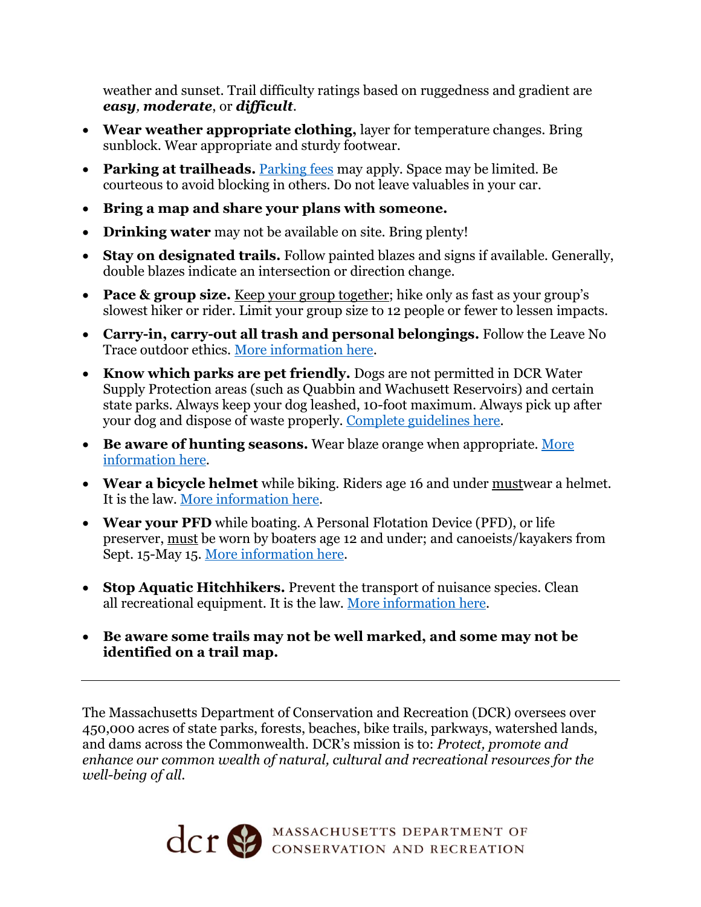weather and sunset. Trail difficulty ratings based on ruggedness and gradient are ***easy***, ***moderate***, or ***difficult***.

- **Wear weather appropriate clothing,** layer for temperature changes. Bring sunblock. Wear appropriate and sturdy footwear.
- **Parking at trailheads.** Parking fees may apply. Space may be limited. Be courteous to avoid blocking in others. Do not leave valuables in your car.
- **Bring a map and share your plans with someone.**
- **Drinking water** may not be available on site. Bring plenty!
- **Stay on designated trails.** Follow painted blazes and signs if available. Generally, double blazes indicate an intersection or direction change.
- **Pace & group size.** Keep your group together; hike only as fast as your group's slowest hiker or rider. Limit your group size to 12 people or fewer to lessen impacts.
- **Carry-in, carry-out all trash and personal belongings.** Follow the Leave No Trace outdoor ethics. More information here.
- **Know which parks are pet friendly.** Dogs are not permitted in DCR Water Supply Protection areas (such as Quabbin and Wachusett Reservoirs) and certain state parks. Always keep your dog leashed, 10-foot maximum. Always pick up after your dog and dispose of waste properly. Complete guidelines here.
- **Be aware of hunting seasons.** Wear blaze orange when appropriate. More information here.
- **Wear a bicycle helmet** while biking. Riders age 16 and under mustwear a helmet. It is the law. More information here.
- **Wear your PFD** while boating. A Personal Flotation Device (PFD), or life preserver, must be worn by boaters age 12 and under; and canoeists/kayakers from Sept. 15-May 15. More information here.
- **Stop Aquatic Hitchhikers.** Prevent the transport of nuisance species. Clean all recreational equipment. It is the law. More information here.
- **Be aware some trails may not be well marked, and some may not be identified on a trail map.**

---

The Massachusetts Department of Conservation and Recreation (DCR) oversees over 450,000 acres of state parks, forests, beaches, bike trails, parkways, watershed lands, and dams across the Commonwealth. DCR's mission is to: *Protect, promote and enhance our common wealth of natural, cultural and recreational resources for the well-being of all.*

dcr MASSACHUSETTS DEPARTMENT OF CONSERVATION AND RECREATION